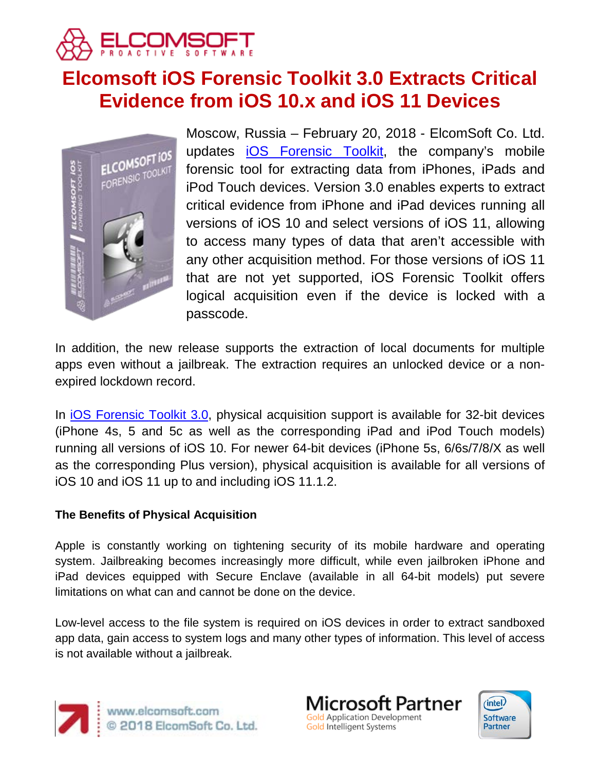# Elcomsoft iOS Forensic Toolkit 3.0 Extracts Critical Evidence from iOS 10.x and iOS 11 Devices

Moscow, Russia – February 20, 2018 - ElcomSoft Co. Ltd. updates iOS Forensic Toolkit, the company's mobile forensic tool for extracting data from iPhones, iPads and iPod Touch devices. Version 3.0 enables experts to extract critical evidence from iPhone and iPad devices running all versions of iOS 10 and select versions of iOS 11, allowing to access many types of data that aren't accessible with any other acquisition method. For those versions of iOS 11 that are not yet supported, iOS Forensic Toolkit offers logical acquisition even if the device is locked with a passcode.

In addition, the new release supports the extraction of local documents for multiple apps even without a jailbreak. The extraction requires an unlocked device or a non-expired lockdown record.

In iOS Forensic Toolkit 3.0, physical acquisition support is available for 32-bit devices (iPhone 4s, 5 and 5c as well as the corresponding iPad and iPod Touch models) running all versions of iOS 10. For newer 64-bit devices (iPhone 5s, 6/6s/7/8/X as well as the corresponding Plus version), physical acquisition is available for all versions of iOS 10 and iOS 11 up to and including iOS 11.1.2.

**The Benefits of Physical Acquisition**

Apple is constantly working on tightening security of its mobile hardware and operating system. Jailbreaking becomes increasingly more difficult, while even jailbroken iPhone and iPad devices equipped with Secure Enclave (available in all 64-bit models) put severe limitations on what can and cannot be done on the device.

Low-level access to the file system is required on iOS devices in order to extract sandboxed app data, gain access to system logs and many other types of information. This level of access is not available without a jailbreak.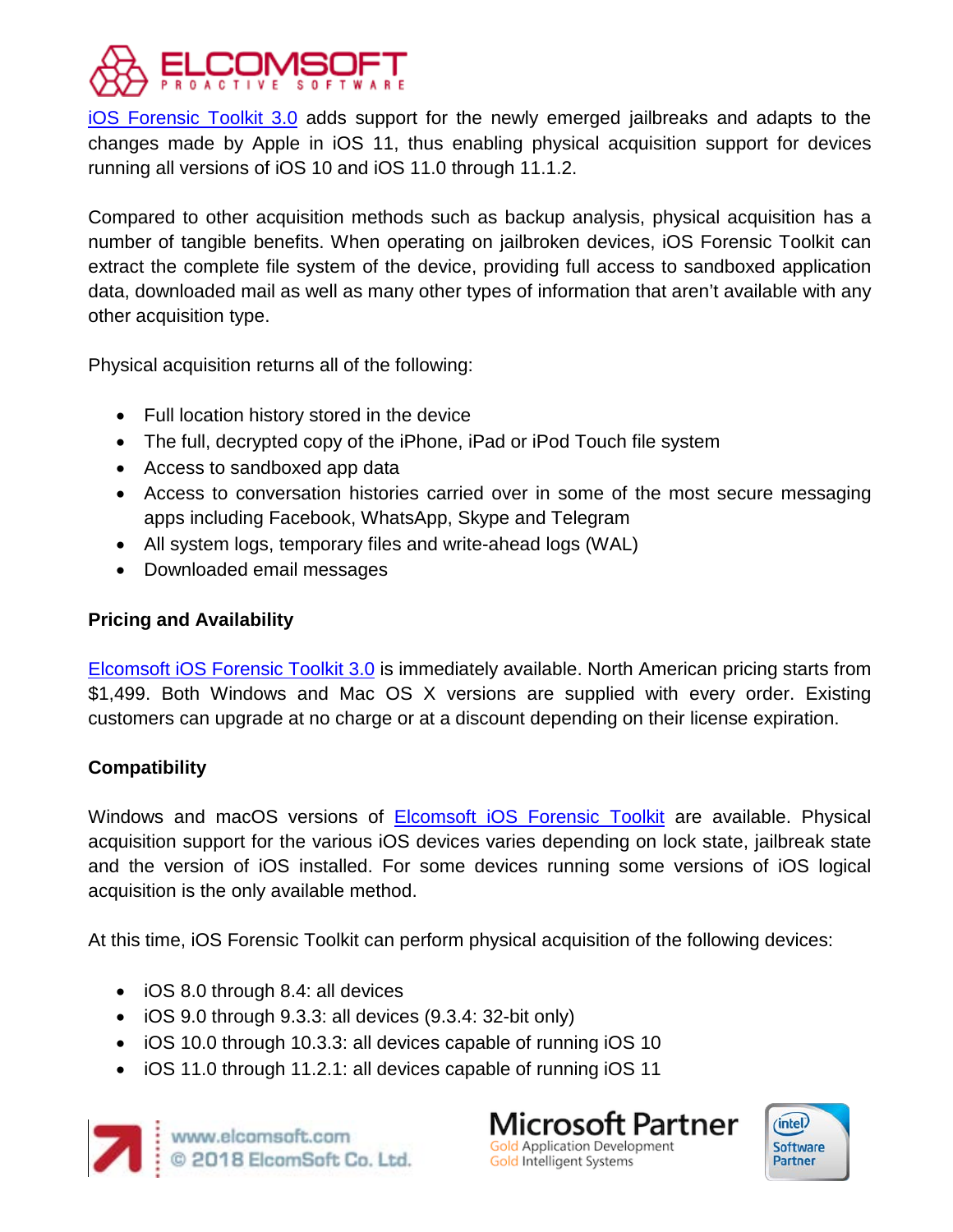iOS Forensic Toolkit 3.0 adds support for the newly emerged jailbreaks and adapts to the changes made by Apple in iOS 11, thus enabling physical acquisition support for devices running all versions of iOS 10 and iOS 11.0 through 11.1.2.

Compared to other acquisition methods such as backup analysis, physical acquisition has a number of tangible benefits. When operating on jailbroken devices, iOS Forensic Toolkit can extract the complete file system of the device, providing full access to sandboxed application data, downloaded mail as well as many other types of information that aren't available with any other acquisition type.

Physical acquisition returns all of the following:

- Full location history stored in the device
- The full, decrypted copy of the iPhone, iPad or iPod Touch file system
- Access to sandboxed app data
- Access to conversation histories carried over in some of the most secure messaging apps including Facebook, WhatsApp, Skype and Telegram
- All system logs, temporary files and write-ahead logs (WAL)
- Downloaded email messages

**Pricing and Availability**

Elcomsoft iOS Forensic Toolkit 3.0 is immediately available. North American pricing starts from $1,499. Both Windows and Mac OS X versions are supplied with every order. Existing customers can upgrade at no charge or at a discount depending on their license expiration.

**Compatibility**

Windows and macOS versions of Elcomsoft iOS Forensic Toolkit are available. Physical acquisition support for the various iOS devices varies depending on lock state, jailbreak state and the version of iOS installed. For some devices running some versions of iOS logical acquisition is the only available method.

At this time, iOS Forensic Toolkit can perform physical acquisition of the following devices:

- iOS 8.0 through 8.4: all devices
- iOS 9.0 through 9.3.3: all devices (9.3.4: 32-bit only)
- iOS 10.0 through 10.3.3: all devices capable of running iOS 10
- iOS 11.0 through 11.2.1: all devices capable of running iOS 11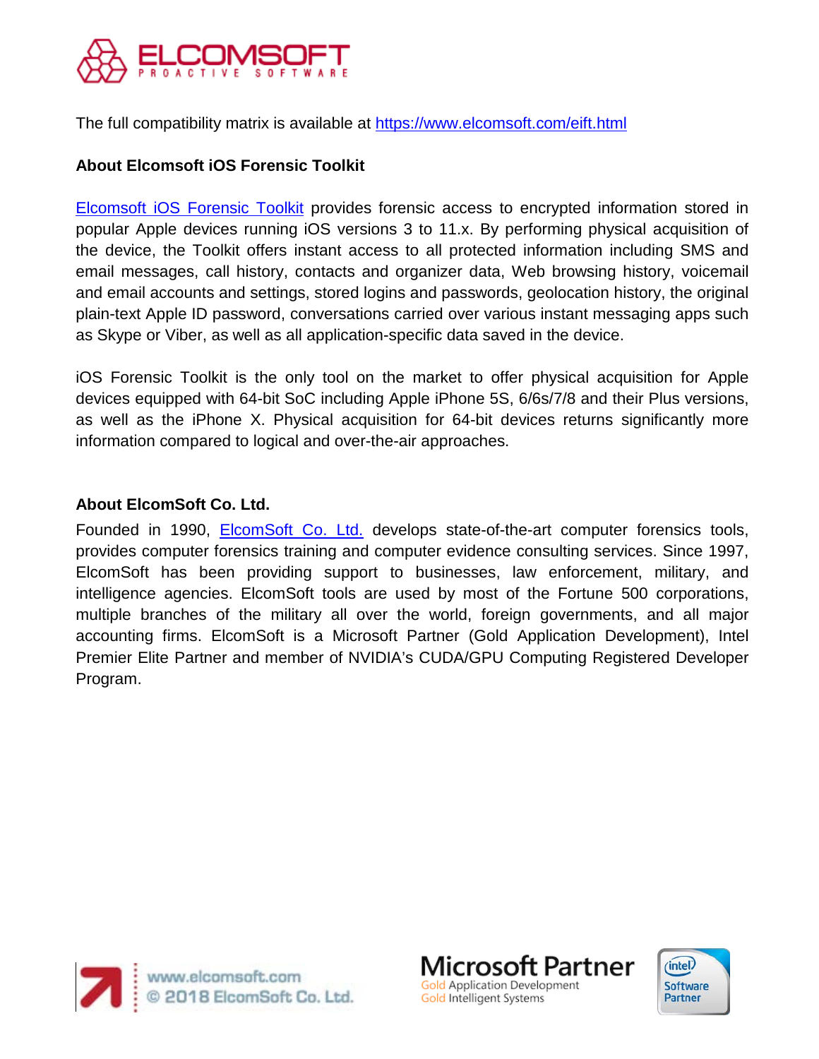The full compatibility matrix is available at [https://www.elcomsoft.com/eift.html](https://www.elcomsoft.com/eift.html)

## About Elcomsoft iOS Forensic Toolkit

[Elcomsoft iOS Forensic Toolkit](https://www.elcomsoft.com/eift.html) provides forensic access to encrypted information stored in popular Apple devices running iOS versions 3 to 11.x. By performing physical acquisition of the device, the Toolkit offers instant access to all protected information including SMS and email messages, call history, contacts and organizer data, Web browsing history, voicemail and email accounts and settings, stored logins and passwords, geolocation history, the original plain-text Apple ID password, conversations carried over various instant messaging apps such as Skype or Viber, as well as all application-specific data saved in the device.

iOS Forensic Toolkit is the only tool on the market to offer physical acquisition for Apple devices equipped with 64-bit SoC including Apple iPhone 5S, 6/6s/7/8 and their Plus versions, as well as the iPhone X. Physical acquisition for 64-bit devices returns significantly more information compared to logical and over-the-air approaches.

## About ElcomSoft Co. Ltd.

Founded in 1990, ElcomSoft Co. Ltd. develops state-of-the-art computer forensics tools, provides computer forensics training and computer evidence consulting services. Since 1997, ElcomSoft has been providing support to businesses, law enforcement, military, and intelligence agencies. ElcomSoft tools are used by most of the Fortune 500 corporations, multiple branches of the military all over the world, foreign governments, and all major accounting firms. ElcomSoft is a Microsoft Partner (Gold Application Development), Intel Premier Elite Partner and member of NVIDIA's CUDA/GPU Computing Registered Developer Program.

www.elcomsoft.com
© 2018 ElcomSoft Co. Ltd.

Microsoft Partner
Gold Application Development
Gold Intelligent Systems

intel Software Partner